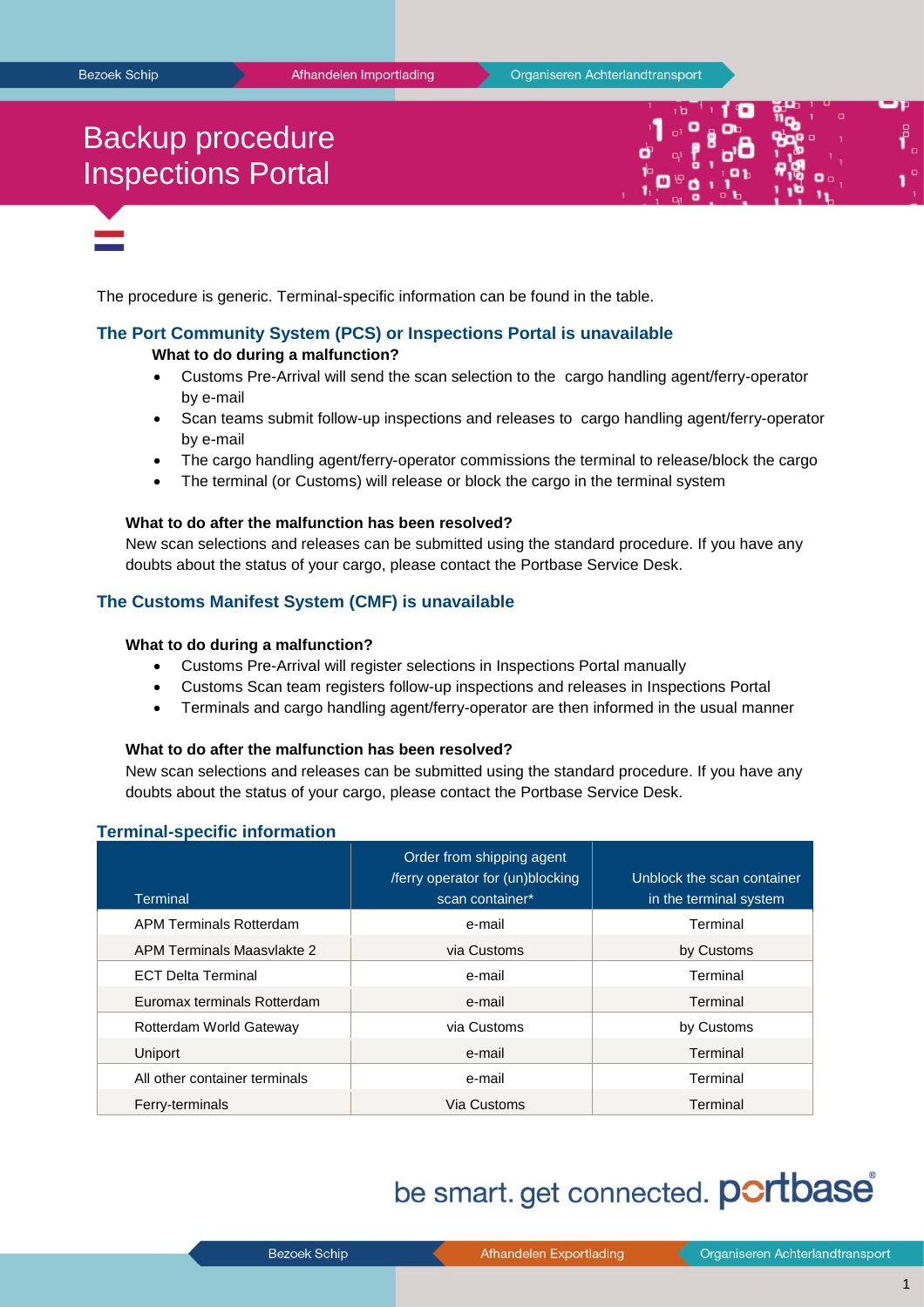# Backup procedure Inspections Portal

The procedure is generic. Terminal-specific information can be found in the table.

## The Port Community System (PCS) or Inspections Portal is unavailable

**What to do during a malfunction?**

- Customs Pre-Arrival will send the scan selection to the cargo handling agent/ferry-operator by e-mail
- Scan teams submit follow-up inspections and releases to cargo handling agent/ferry-operator by e-mail
- The cargo handling agent/ferry-operator commissions the terminal to release/block the cargo
- The terminal (or Customs) will release or block the cargo in the terminal system

**What to do after the malfunction has been resolved?**

New scan selections and releases can be submitted using the standard procedure. If you have any doubts about the status of your cargo, please contact the Portbase Service Desk.

## The Customs Manifest System (CMF) is unavailable

**What to do during a malfunction?**

- Customs Pre-Arrival will register selections in Inspections Portal manually
- Customs Scan team registers follow-up inspections and releases in Inspections Portal
- Terminals and cargo handling agent/ferry-operator are then informed in the usual manner

**What to do after the malfunction has been resolved?**

New scan selections and releases can be submitted using the standard procedure. If you have any doubts about the status of your cargo, please contact the Portbase Service Desk.

## Terminal-specific information

| Terminal | Order from shipping agent /ferry operator for (un)blocking scan container* | Unblock the scan container in the terminal system |
|---|---|---|
| APM Terminals Rotterdam | e-mail | Terminal |
| APM Terminals Maasvlakte 2 | via Customs | by Customs |
| ECT Delta Terminal | e-mail | Terminal |
| Euromax terminals Rotterdam | e-mail | Terminal |
| Rotterdam World Gateway | via Customs | by Customs |
| Uniport | e-mail | Terminal |
| All other container terminals | e-mail | Terminal |
| Ferry-terminals | Via Customs | Terminal |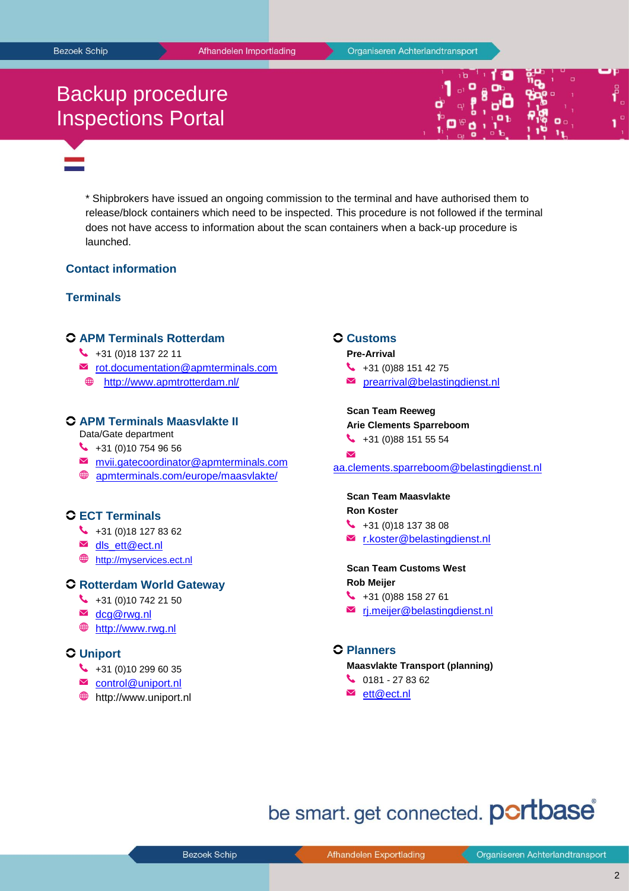# Backup procedure Inspections Portal

* Shipbrokers have issued an ongoing commission to the terminal and have authorised them to release/block containers which need to be inspected. This procedure is not followed if the terminal does not have access to information about the scan containers when a back-up procedure is launched.

## Contact information

## Terminals

### APM Terminals Rotterdam

- +31 (0)18 137 22 11
- rot.documentation@apmterminals.com
- http://www.apmtrotterdam.nl/

### APM Terminals Maasvlakte II

Data/Gate department

- +31 (0)10 754 96 56
- mvii.gatecoordinator@apmterminals.com
- apmterminals.com/europe/maasvlakte/

### ECT Terminals

- +31 (0)18 127 83 62
- dls_ett@ect.nl
- http://myservices.ect.nl

### Rotterdam World Gateway

- +31 (0)10 742 21 50
- dcg@rwg.nl
- http://www.rwg.nl

### Uniport

- +31 (0)10 299 60 35
- control@uniport.nl
- http://www.uniport.nl

### Customs

**Pre-Arrival**

- +31 (0)88 151 42 75
- prearrival@belastingdienst.nl

**Scan Team Reeweg**
**Arie Clements Sparreboom**

- +31 (0)88 151 55 54
- aa.clements.sparreboom@belastingdienst.nl

**Scan Team Maasvlakte**
**Ron Koster**

- +31 (0)18 137 38 08
- r.koster@belastingdienst.nl

**Scan Team Customs West**
**Rob Meijer**

- +31 (0)88 158 27 61
- rj.meijer@belastingdienst.nl

### Planners

**Maasvlakte Transport (planning)**

- 0181 - 27 83 62
- ett@ect.nl

be smart. get connected. portbase